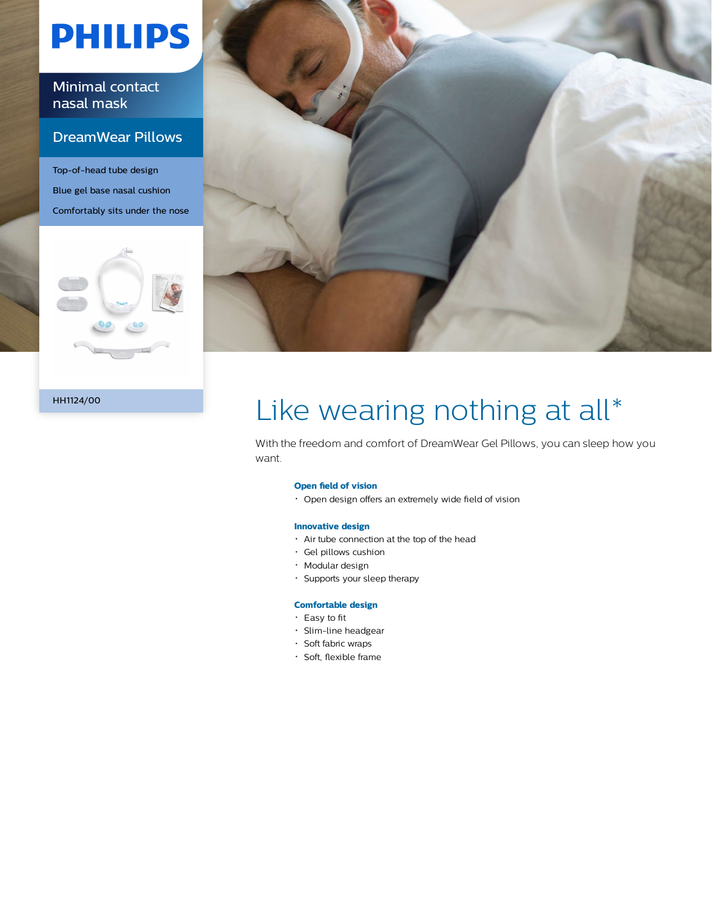PHILIPS

Minimal contact nasal mask

## DreamWear Pillows

Top-of-head tube design

Blue gel base nasal cushion

Comfortably sits under the nose

HH1124/00

# Like wearing nothing at all*

With the freedom and comfort of DreamWear Gel Pillows, you can sleep how you want.

**Open field of vision**

- Open design offers an extremely wide field of vision

**Innovative design**

- Air tube connection at the top of the head
- Gel pillows cushion
- Modular design
- Supports your sleep therapy

**Comfortable design**

- Easy to fit
- Slim-line headgear
- Soft fabric wraps
- Soft, flexible frame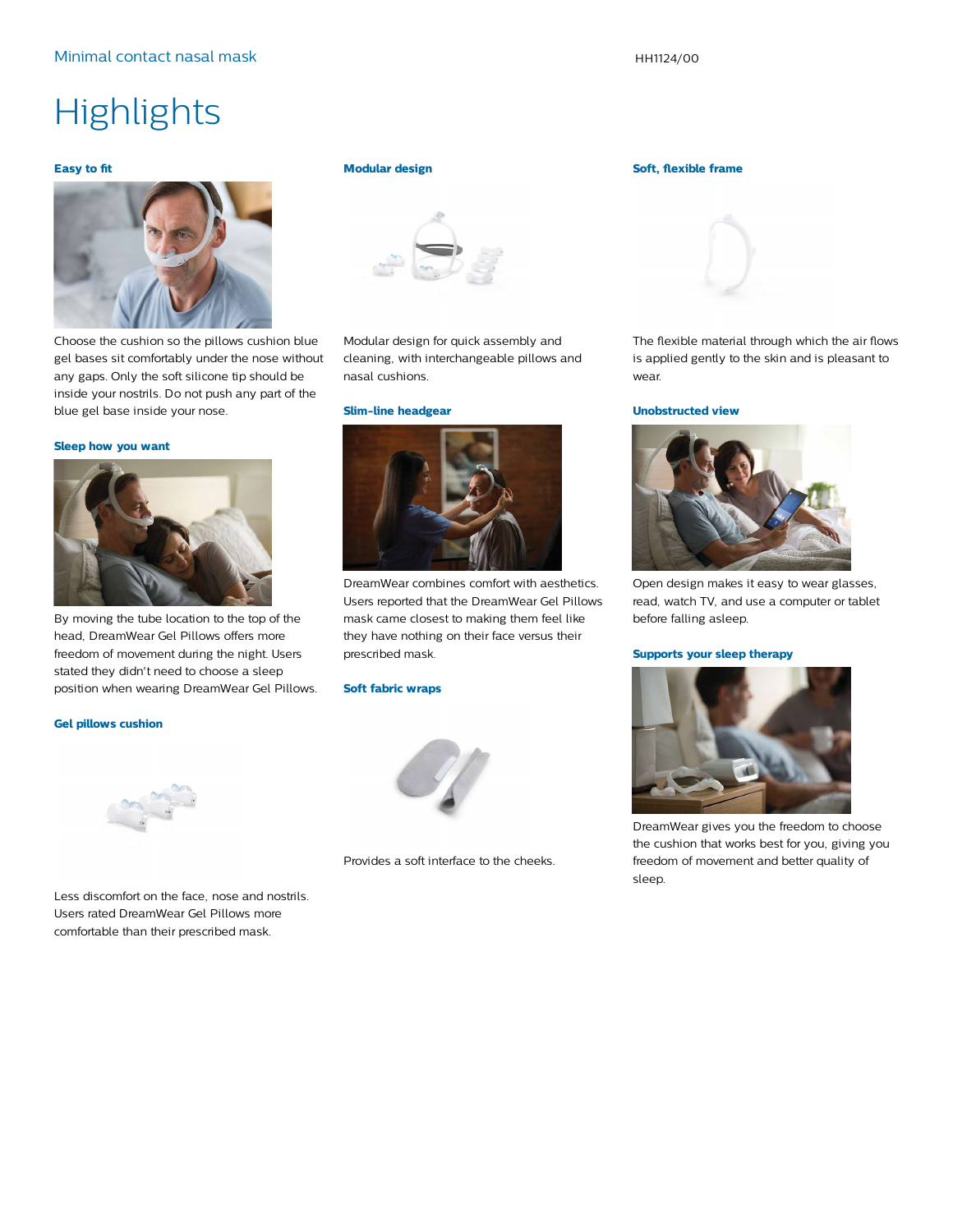Minimal contact nasal mask

HH1124/00

# Highlights

### Easy to fit

Choose the cushion so the pillows cushion blue gel bases sit comfortably under the nose without any gaps. Only the soft silicone tip should be inside your nostrils. Do not push any part of the blue gel base inside your nose.

### Sleep how you want

By moving the tube location to the top of the head, DreamWear Gel Pillows offers more freedom of movement during the night. Users stated they didn't need to choose a sleep position when wearing DreamWear Gel Pillows.

### Gel pillows cushion

Less discomfort on the face, nose and nostrils. Users rated DreamWear Gel Pillows more comfortable than their prescribed mask.

### Modular design

Modular design for quick assembly and cleaning, with interchangeable pillows and nasal cushions.

### Slim-line headgear

DreamWear combines comfort with aesthetics. Users reported that the DreamWear Gel Pillows mask came closest to making them feel like they have nothing on their face versus their prescribed mask.

### Soft fabric wraps

Provides a soft interface to the cheeks.

### Soft, flexible frame

The flexible material through which the air flows is applied gently to the skin and is pleasant to wear.

### Unobstructed view

Open design makes it easy to wear glasses, read, watch TV, and use a computer or tablet before falling asleep.

### Supports your sleep therapy

DreamWear gives you the freedom to choose the cushion that works best for you, giving you freedom of movement and better quality of sleep.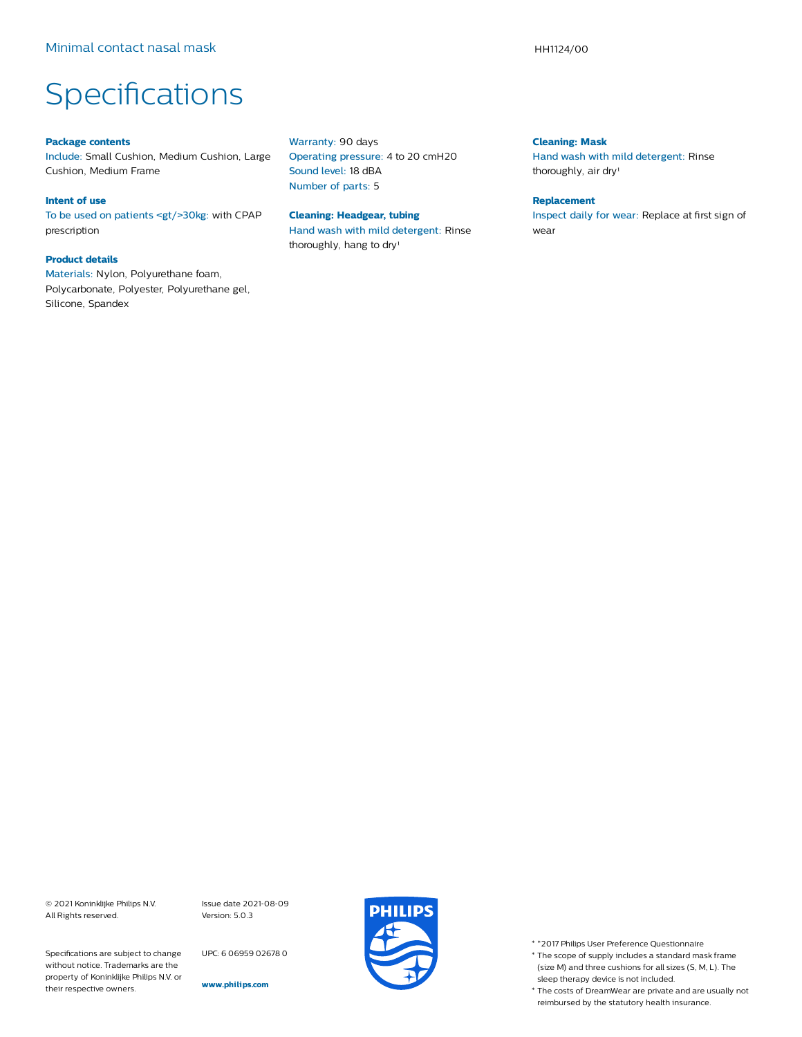# Specifications

### Package contents

Include: Small Cushion, Medium Cushion, Large Cushion, Medium Frame

### Intent of use

To be used on patients <gt/>30kg: with CPAP prescription

### Product details

Materials: Nylon, Polyurethane foam, Polycarbonate, Polyester, Polyurethane gel, Silicone, Spandex

Warranty: 90 days

Operating pressure: 4 to 20 cmH20

Sound level: 18 dBA

Number of parts: 5

### Cleaning: Headgear, tubing

Hand wash with mild detergent: Rinse thoroughly, hang to dry[1]

### Cleaning: Mask

Hand wash with mild detergent: Rinse thoroughly, air dry[1]

### Replacement

Inspect daily for wear: Replace at first sign of wear

© 2021 Koninklijke Philips N.V.
All Rights reserved.

Specifications are subject to change without notice. Trademarks are the property of Koninklijke Philips N.V. or their respective owners.

Issue date 2021-08-09
Version: 5.0.3

UPC: 6 06959 02678 0

**www.philips.com**

* *2017 Philips User Preference Questionnaire
* The scope of supply includes a standard mask frame (size M) and three cushions for all sizes (S, M, L). The sleep therapy device is not included.
* The costs of DreamWear are private and are usually not reimbursed by the statutory health insurance.